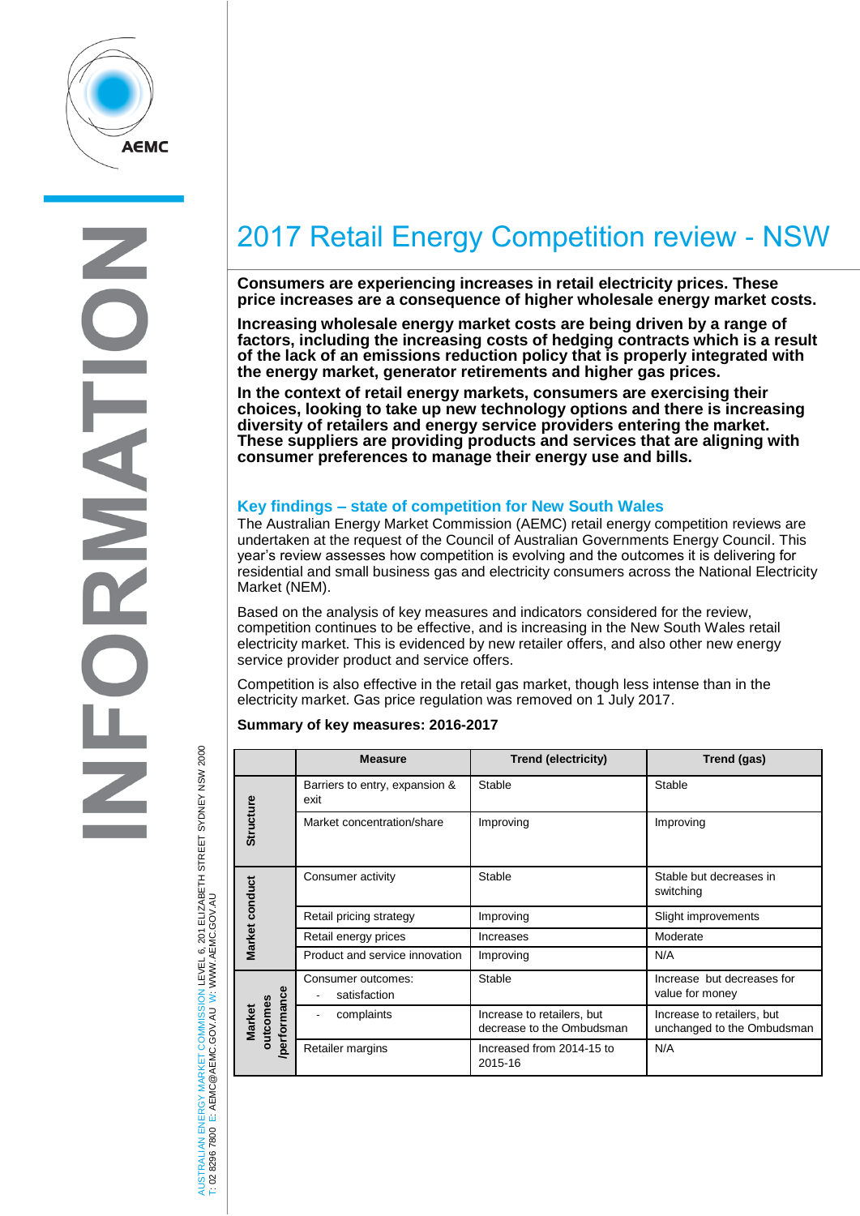# 2017 Retail Energy Competition review - NSW

**Consumers are experiencing increases in retail electricity prices. These price increases are a consequence of higher wholesale energy market costs.**

**Increasing wholesale energy market costs are being driven by a range of factors, including the increasing costs of hedging contracts which is a result of the lack of an emissions reduction policy that is properly integrated with the energy market, generator retirements and higher gas prices.**

**In the context of retail energy markets, consumers are exercising their choices, looking to take up new technology options and there is increasing diversity of retailers and energy service providers entering the market. These suppliers are providing products and services that are aligning with consumer preferences to manage their energy use and bills.**

## Key findings – state of competition for New South Wales

The Australian Energy Market Commission (AEMC) retail energy competition reviews are undertaken at the request of the Council of Australian Governments Energy Council. This year's review assesses how competition is evolving and the outcomes it is delivering for residential and small business gas and electricity consumers across the National Electricity Market (NEM).

Based on the analysis of key measures and indicators considered for the review, competition continues to be effective, and is increasing in the New South Wales retail electricity market. This is evidenced by new retailer offers, and also other new energy service provider product and service offers.

Competition is also effective in the retail gas market, though less intense than in the electricity market. Gas price regulation was removed on 1 July 2017.

**Summary of key measures: 2016-2017**

| | Measure | Trend (electricity) | Trend (gas) |
|---|---|---|---|
| Structure | Barriers to entry, expansion & exit | Stable | Stable |
| | Market concentration/share | Improving | Improving |
| Market conduct | Consumer activity | Stable | Stable but decreases in switching |
| | Retail pricing strategy | Improving | Slight improvements |
| | Retail energy prices | Increases | Moderate |
| | Product and service innovation | Improving | N/A |
| Market outcomes /performance | Consumer outcomes: <br>- satisfaction | Stable | Increase but decreases for value for money |
| | - complaints | Increase to retailers, but decrease to the Ombudsman | Increase to retailers, but unchanged to the Ombudsman |
| | Retailer margins | Increased from 2014-15 to 2015-16 | N/A |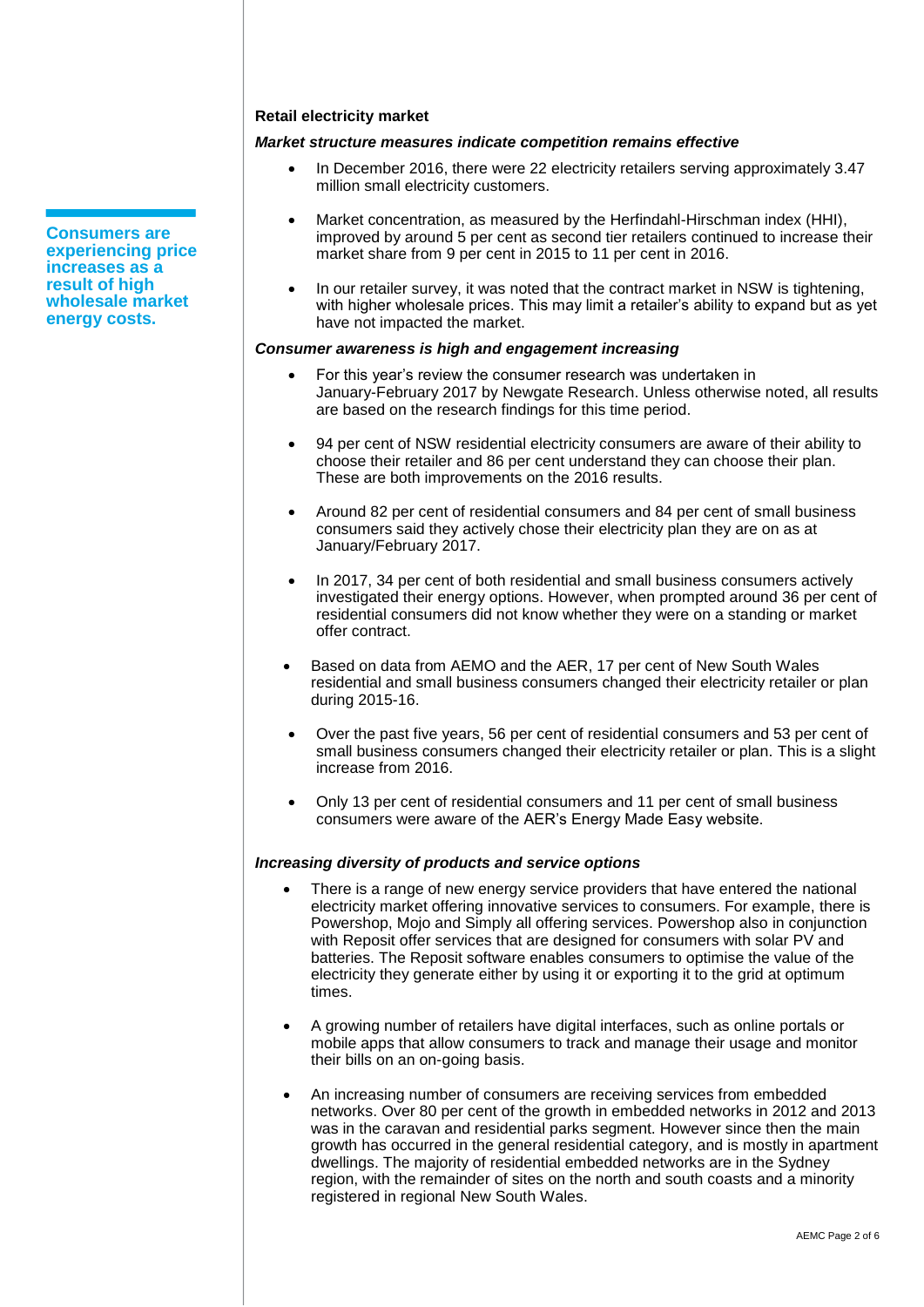**Consumers are experiencing price increases as a result of high wholesale market energy costs.**

## Retail electricity market

### *Market structure measures indicate competition remains effective*

- In December 2016, there were 22 electricity retailers serving approximately 3.47 million small electricity customers.
- Market concentration, as measured by the Herfindahl-Hirschman index (HHI), improved by around 5 per cent as second tier retailers continued to increase their market share from 9 per cent in 2015 to 11 per cent in 2016.
- In our retailer survey, it was noted that the contract market in NSW is tightening, with higher wholesale prices. This may limit a retailer's ability to expand but as yet have not impacted the market.

### *Consumer awareness is high and engagement increasing*

- For this year's review the consumer research was undertaken in January-February 2017 by Newgate Research. Unless otherwise noted, all results are based on the research findings for this time period.
- 94 per cent of NSW residential electricity consumers are aware of their ability to choose their retailer and 86 per cent understand they can choose their plan. These are both improvements on the 2016 results.
- Around 82 per cent of residential consumers and 84 per cent of small business consumers said they actively chose their electricity plan they are on as at January/February 2017.
- In 2017, 34 per cent of both residential and small business consumers actively investigated their energy options. However, when prompted around 36 per cent of residential consumers did not know whether they were on a standing or market offer contract.
- Based on data from AEMO and the AER, 17 per cent of New South Wales residential and small business consumers changed their electricity retailer or plan during 2015-16.
- Over the past five years, 56 per cent of residential consumers and 53 per cent of small business consumers changed their electricity retailer or plan. This is a slight increase from 2016.
- Only 13 per cent of residential consumers and 11 per cent of small business consumers were aware of the AER's Energy Made Easy website.

### *Increasing diversity of products and service options*

- There is a range of new energy service providers that have entered the national electricity market offering innovative services to consumers. For example, there is Powershop, Mojo and Simply all offering services. Powershop also in conjunction with Reposit offer services that are designed for consumers with solar PV and batteries. The Reposit software enables consumers to optimise the value of the electricity they generate either by using it or exporting it to the grid at optimum times.
- A growing number of retailers have digital interfaces, such as online portals or mobile apps that allow consumers to track and manage their usage and monitor their bills on an on-going basis.
- An increasing number of consumers are receiving services from embedded networks. Over 80 per cent of the growth in embedded networks in 2012 and 2013 was in the caravan and residential parks segment. However since then the main growth has occurred in the general residential category, and is mostly in apartment dwellings. The majority of residential embedded networks are in the Sydney region, with the remainder of sites on the north and south coasts and a minority registered in regional New South Wales.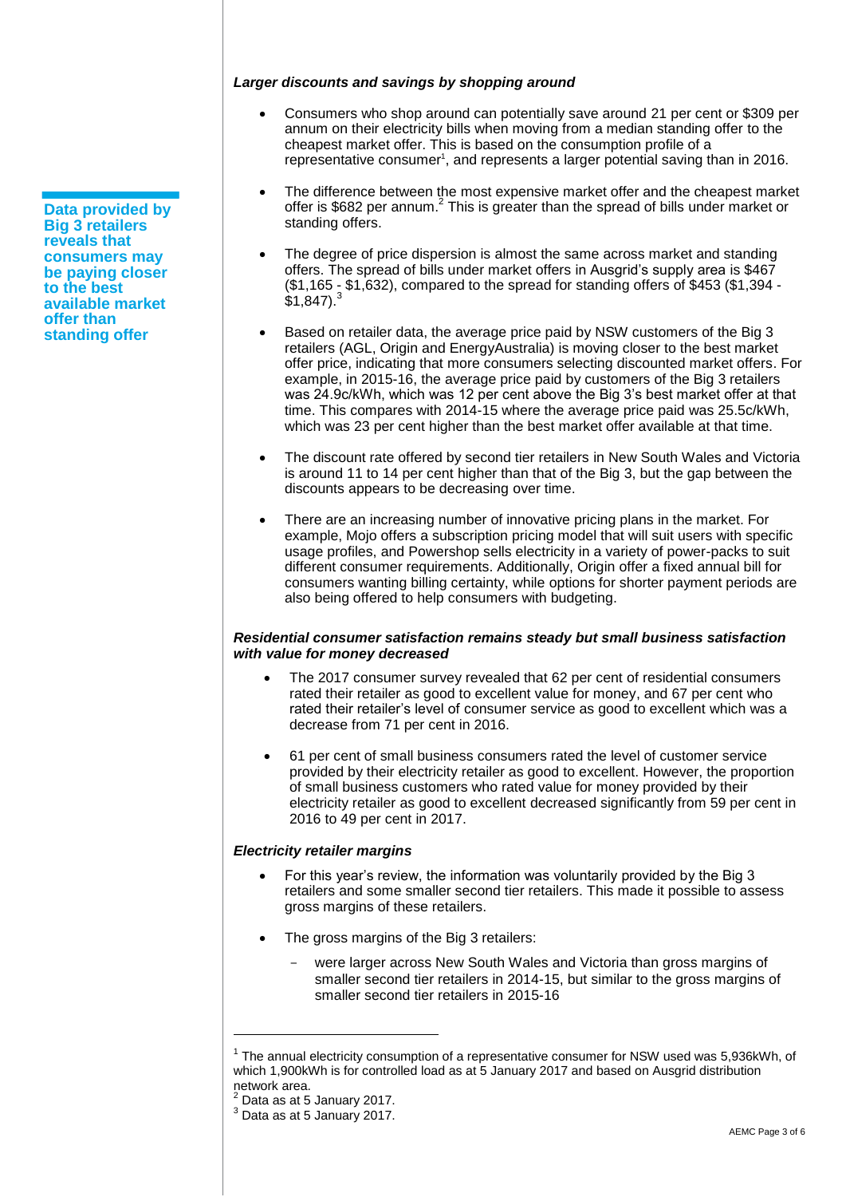### *Larger discounts and savings by shopping around*

**Data provided by Big 3 retailers reveals that consumers may be paying closer to the best available market offer than standing offer**

- Consumers who shop around can potentially save around 21 per cent or $309 per annum on their electricity bills when moving from a median standing offer to the cheapest market offer. This is based on the consumption profile of a representative consumer[1], and represents a larger potential saving than in 2016.
- The difference between the most expensive market offer and the cheapest market offer is $682 per annum.[2] This is greater than the spread of bills under market or standing offers.
- The degree of price dispersion is almost the same across market and standing offers. The spread of bills under market offers in Ausgrid's supply area is $467 ($1,165 - $1,632), compared to the spread for standing offers of $453 ($1,394 - $1,847).[3]
- Based on retailer data, the average price paid by NSW customers of the Big 3 retailers (AGL, Origin and EnergyAustralia) is moving closer to the best market offer price, indicating that more consumers selecting discounted market offers. For example, in 2015-16, the average price paid by customers of the Big 3 retailers was 24.9c/kWh, which was 12 per cent above the Big 3's best market offer at that time. This compares with 2014-15 where the average price paid was 25.5c/kWh, which was 23 per cent higher than the best market offer available at that time.
- The discount rate offered by second tier retailers in New South Wales and Victoria is around 11 to 14 per cent higher than that of the Big 3, but the gap between the discounts appears to be decreasing over time.
- There are an increasing number of innovative pricing plans in the market. For example, Mojo offers a subscription pricing model that will suit users with specific usage profiles, and Powershop sells electricity in a variety of power-packs to suit different consumer requirements. Additionally, Origin offer a fixed annual bill for consumers wanting billing certainty, while options for shorter payment periods are also being offered to help consumers with budgeting.

### *Residential consumer satisfaction remains steady but small business satisfaction with value for money decreased*

- The 2017 consumer survey revealed that 62 per cent of residential consumers rated their retailer as good to excellent value for money, and 67 per cent who rated their retailer's level of consumer service as good to excellent which was a decrease from 71 per cent in 2016.
- 61 per cent of small business consumers rated the level of customer service provided by their electricity retailer as good to excellent. However, the proportion of small business customers who rated value for money provided by their electricity retailer as good to excellent decreased significantly from 59 per cent in 2016 to 49 per cent in 2017.

### *Electricity retailer margins*

- For this year's review, the information was voluntarily provided by the Big 3 retailers and some smaller second tier retailers. This made it possible to assess gross margins of these retailers.
- The gross margins of the Big 3 retailers:
  - were larger across New South Wales and Victoria than gross margins of smaller second tier retailers in 2014-15, but similar to the gross margins of smaller second tier retailers in 2015-16

---

[1] The annual electricity consumption of a representative consumer for NSW used was 5,936kWh, of which 1,900kWh is for controlled load as at 5 January 2017 and based on Ausgrid distribution network area.

[2] Data as at 5 January 2017.

[3] Data as at 5 January 2017.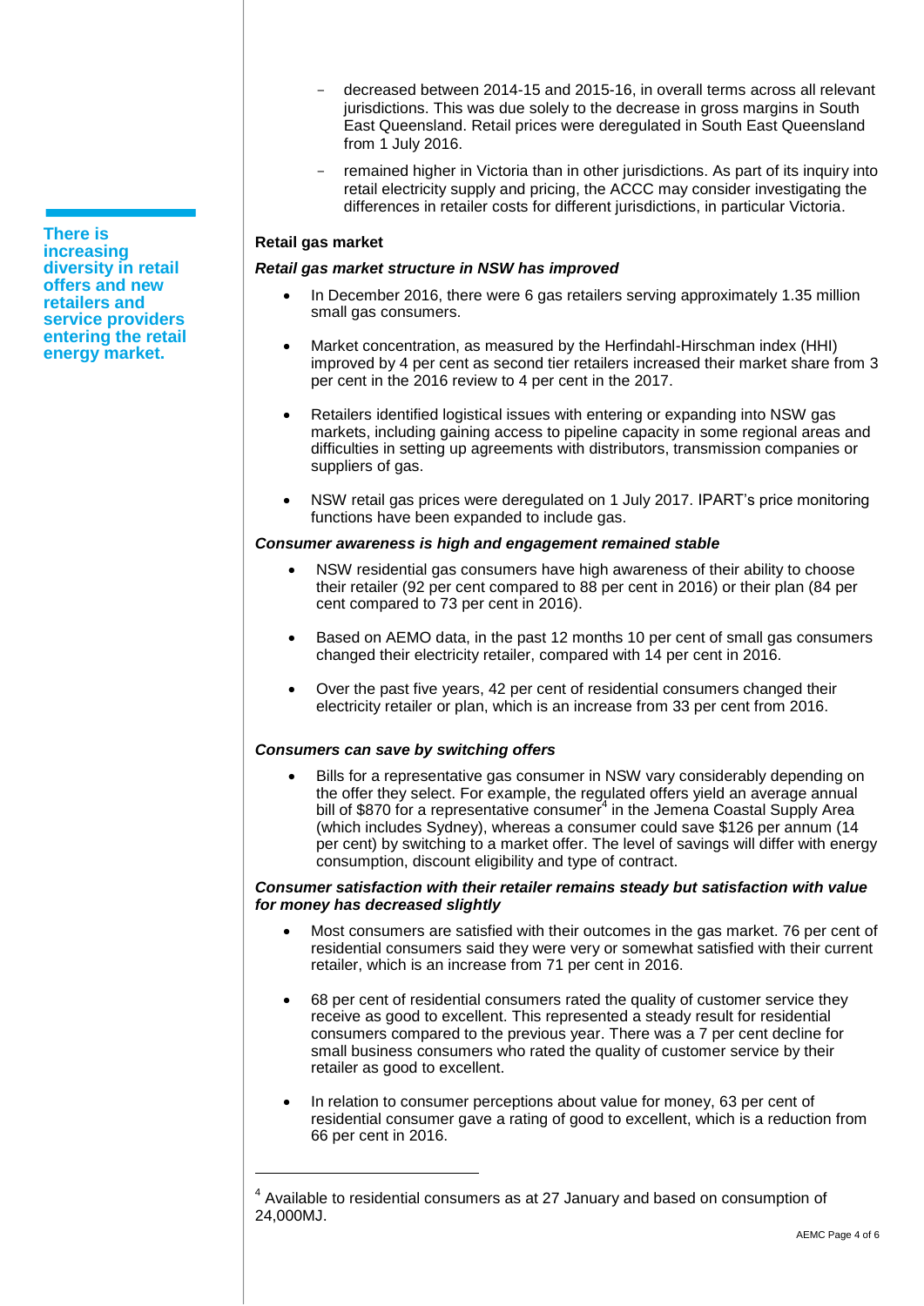- decreased between 2014-15 and 2015-16, in overall terms across all relevant jurisdictions. This was due solely to the decrease in gross margins in South East Queensland. Retail prices were deregulated in South East Queensland from 1 July 2016.
- remained higher in Victoria than in other jurisdictions. As part of its inquiry into retail electricity supply and pricing, the ACCC may consider investigating the differences in retailer costs for different jurisdictions, in particular Victoria.

**There is increasing diversity in retail offers and new retailers and service providers entering the retail energy market.**

**Retail gas market**

***Retail gas market structure in NSW has improved***

- In December 2016, there were 6 gas retailers serving approximately 1.35 million small gas consumers.
- Market concentration, as measured by the Herfindahl-Hirschman index (HHI) improved by 4 per cent as second tier retailers increased their market share from 3 per cent in the 2016 review to 4 per cent in the 2017.
- Retailers identified logistical issues with entering or expanding into NSW gas markets, including gaining access to pipeline capacity in some regional areas and difficulties in setting up agreements with distributors, transmission companies or suppliers of gas.
- NSW retail gas prices were deregulated on 1 July 2017. IPART's price monitoring functions have been expanded to include gas.

***Consumer awareness is high and engagement remained stable***

- NSW residential gas consumers have high awareness of their ability to choose their retailer (92 per cent compared to 88 per cent in 2016) or their plan (84 per cent compared to 73 per cent in 2016).
- Based on AEMO data, in the past 12 months 10 per cent of small gas consumers changed their electricity retailer, compared with 14 per cent in 2016.
- Over the past five years, 42 per cent of residential consumers changed their electricity retailer or plan, which is an increase from 33 per cent from 2016.

***Consumers can save by switching offers***

- Bills for a representative gas consumer in NSW vary considerably depending on the offer they select. For example, the regulated offers yield an average annual bill of $870 for a representative consumer[4] in the Jemena Coastal Supply Area (which includes Sydney), whereas a consumer could save $126 per annum (14 per cent) by switching to a market offer. The level of savings will differ with energy consumption, discount eligibility and type of contract.

***Consumer satisfaction with their retailer remains steady but satisfaction with value for money has decreased slightly***

- Most consumers are satisfied with their outcomes in the gas market. 76 per cent of residential consumers said they were very or somewhat satisfied with their current retailer, which is an increase from 71 per cent in 2016.
- 68 per cent of residential consumers rated the quality of customer service they receive as good to excellent. This represented a steady result for residential consumers compared to the previous year. There was a 7 per cent decline for small business consumers who rated the quality of customer service by their retailer as good to excellent.
- In relation to consumer perceptions about value for money, 63 per cent of residential consumer gave a rating of good to excellent, which is a reduction from 66 per cent in 2016.

---

[4] Available to residential consumers as at 27 January and based on consumption of 24,000MJ.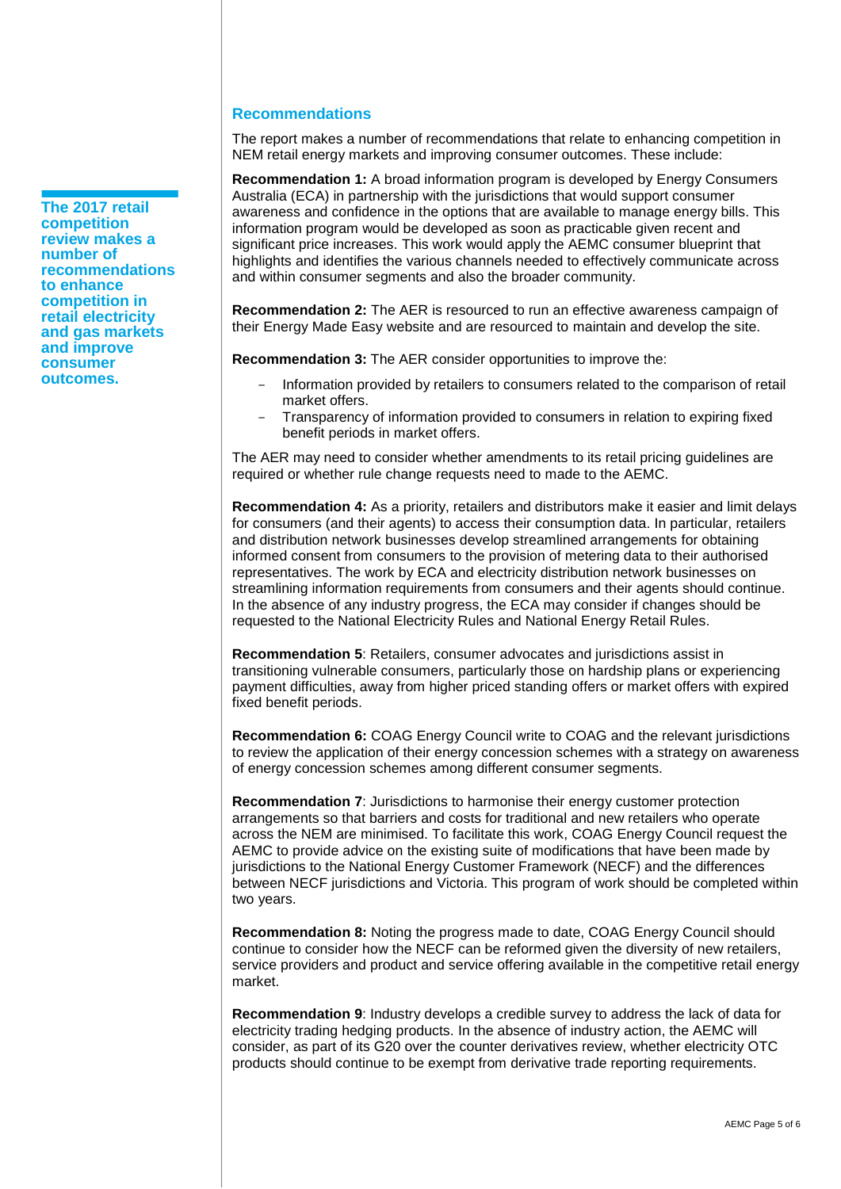**The 2017 retail competition review makes a number of recommendations to enhance competition in retail electricity and gas markets and improve consumer outcomes.**

## Recommendations

The report makes a number of recommendations that relate to enhancing competition in NEM retail energy markets and improving consumer outcomes. These include:

**Recommendation 1:** A broad information program is developed by Energy Consumers Australia (ECA) in partnership with the jurisdictions that would support consumer awareness and confidence in the options that are available to manage energy bills. This information program would be developed as soon as practicable given recent and significant price increases. This work would apply the AEMC consumer blueprint that highlights and identifies the various channels needed to effectively communicate across and within consumer segments and also the broader community.

**Recommendation 2:** The AER is resourced to run an effective awareness campaign of their Energy Made Easy website and are resourced to maintain and develop the site.

**Recommendation 3:** The AER consider opportunities to improve the:

- Information provided by retailers to consumers related to the comparison of retail market offers.
- Transparency of information provided to consumers in relation to expiring fixed benefit periods in market offers.

The AER may need to consider whether amendments to its retail pricing guidelines are required or whether rule change requests need to made to the AEMC.

**Recommendation 4:** As a priority, retailers and distributors make it easier and limit delays for consumers (and their agents) to access their consumption data. In particular, retailers and distribution network businesses develop streamlined arrangements for obtaining informed consent from consumers to the provision of metering data to their authorised representatives. The work by ECA and electricity distribution network businesses on streamlining information requirements from consumers and their agents should continue. In the absence of any industry progress, the ECA may consider if changes should be requested to the National Electricity Rules and National Energy Retail Rules.

**Recommendation 5**: Retailers, consumer advocates and jurisdictions assist in transitioning vulnerable consumers, particularly those on hardship plans or experiencing payment difficulties, away from higher priced standing offers or market offers with expired fixed benefit periods.

**Recommendation 6:** COAG Energy Council write to COAG and the relevant jurisdictions to review the application of their energy concession schemes with a strategy on awareness of energy concession schemes among different consumer segments.

**Recommendation 7**: Jurisdictions to harmonise their energy customer protection arrangements so that barriers and costs for traditional and new retailers who operate across the NEM are minimised. To facilitate this work, COAG Energy Council request the AEMC to provide advice on the existing suite of modifications that have been made by jurisdictions to the National Energy Customer Framework (NECF) and the differences between NECF jurisdictions and Victoria. This program of work should be completed within two years.

**Recommendation 8:** Noting the progress made to date, COAG Energy Council should continue to consider how the NECF can be reformed given the diversity of new retailers, service providers and product and service offering available in the competitive retail energy market.

**Recommendation 9**: Industry develops a credible survey to address the lack of data for electricity trading hedging products. In the absence of industry action, the AEMC will consider, as part of its G20 over the counter derivatives review, whether electricity OTC products should continue to be exempt from derivative trade reporting requirements.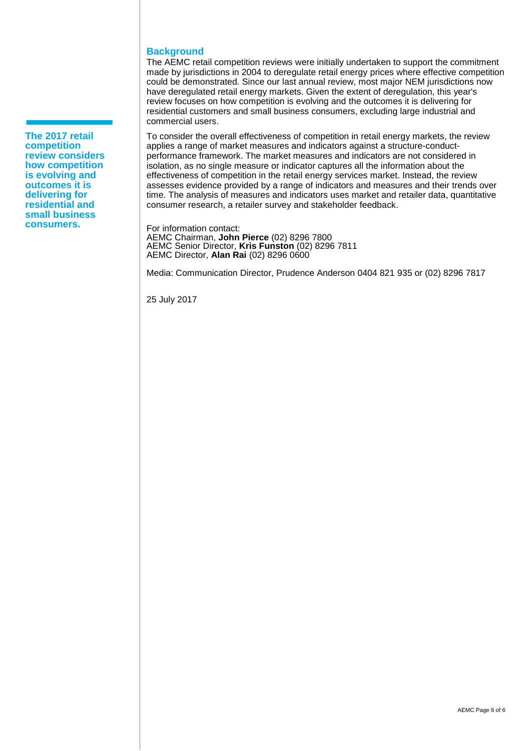## Background

The AEMC retail competition reviews were initially undertaken to support the commitment made by jurisdictions in 2004 to deregulate retail energy prices where effective competition could be demonstrated. Since our last annual review, most major NEM jurisdictions now have deregulated retail energy markets. Given the extent of deregulation, this year's review focuses on how competition is evolving and the outcomes it is delivering for residential customers and small business consumers, excluding large industrial and commercial users.

**The 2017 retail competition review considers how competition is evolving and outcomes it is delivering for residential and small business consumers.**

To consider the overall effectiveness of competition in retail energy markets, the review applies a range of market measures and indicators against a structure-conduct-performance framework. The market measures and indicators are not considered in isolation, as no single measure or indicator captures all the information about the effectiveness of competition in the retail energy services market. Instead, the review assesses evidence provided by a range of indicators and measures and their trends over time. The analysis of measures and indicators uses market and retailer data, quantitative consumer research, a retailer survey and stakeholder feedback.

For information contact:
AEMC Chairman, **John Pierce** (02) 8296 7800
AEMC Senior Director, **Kris Funston** (02) 8296 7811
AEMC Director, **Alan Rai** (02) 8296 0600

Media: Communication Director, Prudence Anderson 0404 821 935 or (02) 8296 7817

25 July 2017